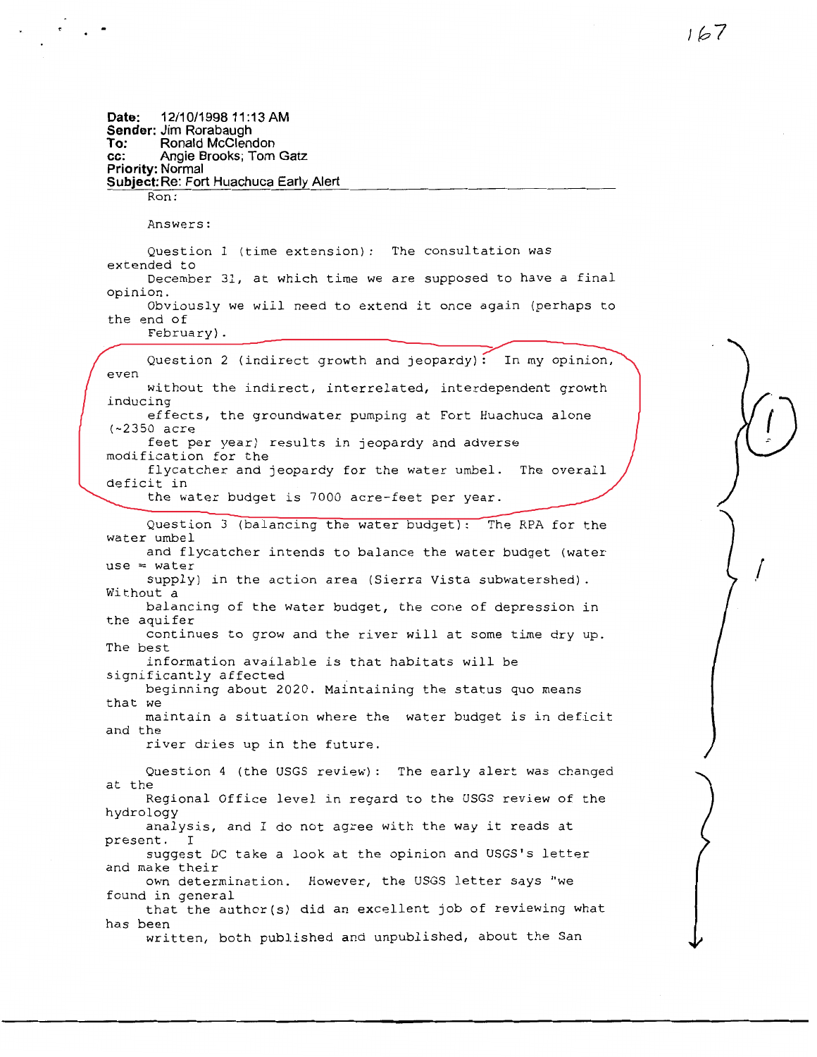**Date:** 12/10/1998 11:13 AM
**Sender:** Jim Rorabaugh
**To:** Ronald McClendon
**cc:** Angie Brooks; Tom Gatz
**Priority:** Normal
**Subject:** Re: Fort Huachuca Early Alert

Ron:

Answers:

Question 1 (time extension): The consultation was extended to December 31, at which time we are supposed to have a final opinion. Obviously we will need to extend it once again (perhaps to the end of February).

Question 2 (indirect growth and jeopardy): In my opinion, even without the indirect, interrelated, interdependent growth inducing effects, the groundwater pumping at Fort Huachuca alone (~2350 acre feet per year) results in jeopardy and adverse modification for the flycatcher and jeopardy for the water umbel. The overall deficit in the water budget is 7000 acre-feet per year.

Question 3 (balancing the water budget): The RPA for the water umbel and flycatcher intends to balance the water budget (water use = water supply) in the action area (Sierra Vista subwatershed). Without a balancing of the water budget, the cone of depression in the aquifer continues to grow and the river will at some time dry up. The best information available is that habitats will be significantly affected beginning about 2020. Maintaining the status quo means that we maintain a situation where the water budget is in deficit and the river dries up in the future.

Question 4 (the USGS review): The early alert was changed at the Regional Office level in regard to the USGS review of the hydrology analysis, and I do not agree with the way it reads at present. I suggest DC take a look at the opinion and USGS's letter and make their own determination. However, the USGS letter says "we found in general that the author(s) did an excellent job of reviewing what has been written, both published and unpublished, about the San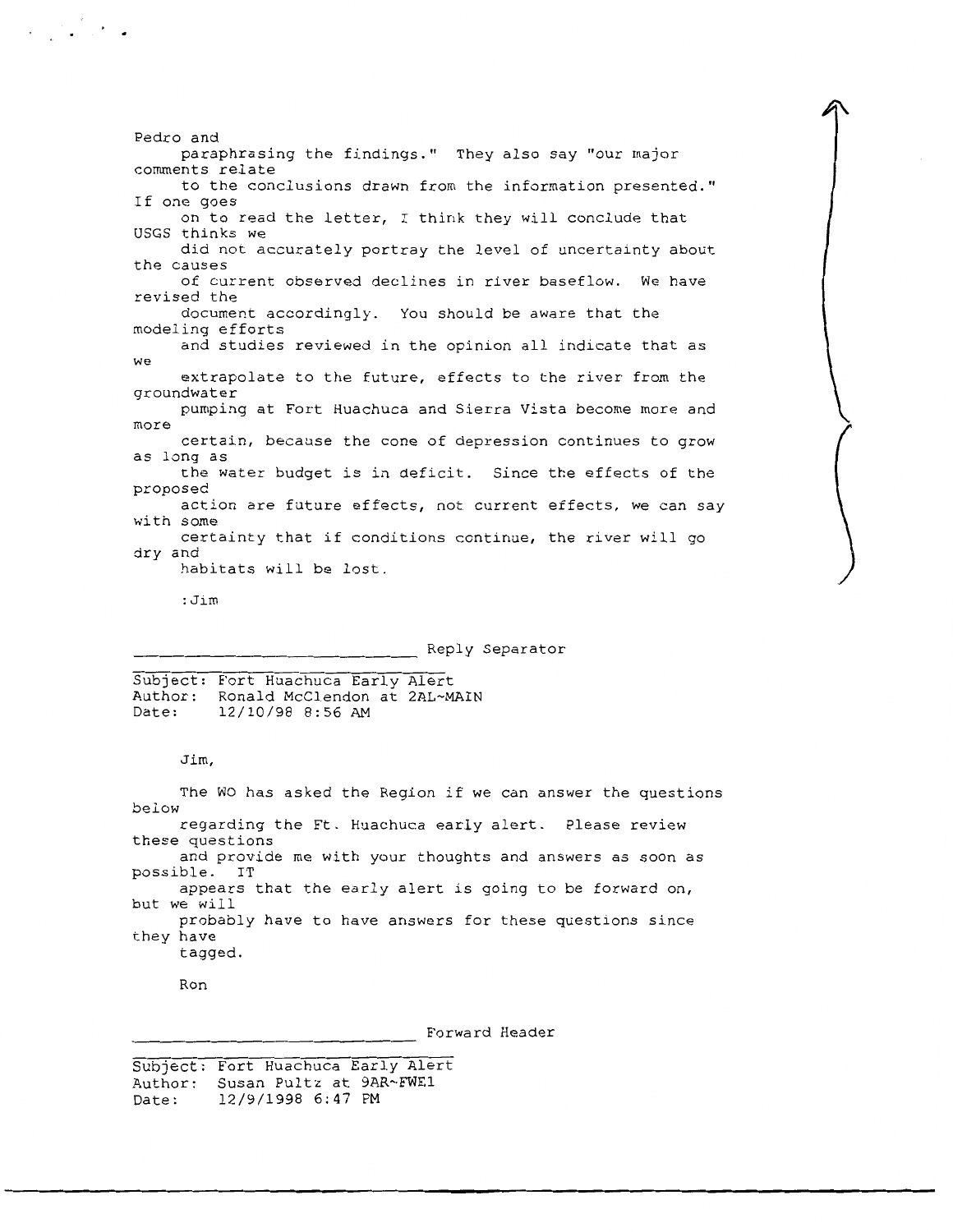Pedro and
paraphrasing the findings." They also say "our major comments relate
to the conclusions drawn from the information presented." If one goes
on to read the letter, I think they will conclude that USGS thinks we
did not accurately portray the level of uncertainty about the causes
of current observed declines in river baseflow. We have revised the
document accordingly. You should be aware that the modeling efforts
and studies reviewed in the opinion all indicate that as we
extrapolate to the future, effects to the river from the groundwater
pumping at Fort Huachuca and Sierra Vista become more and more
certain, because the cone of depression continues to grow as long as
the water budget is in deficit. Since the effects of the proposed
action are future effects, not current effects, we can say with some
certainty that if conditions continue, the river will go dry and
habitats will be lost.

:Jim

\_\_\_\_\_\_\_\_\_\_\_\_\_\_\_\_\_\_\_\_\_\_\_\_\_\_\_\_\_\_ Reply Separator

Subject: Fort Huachuca Early Alert
Author: Ronald McClendon at 2AL~MAIN
Date: 12/10/98 8:56 AM

Jim,

The WO has asked the Region if we can answer the questions below
regarding the Ft. Huachuca early alert. Please review these questions
and provide me with your thoughts and answers as soon as possible. IT
appears that the early alert is going to be forward on, but we will
probably have to have answers for these questions since they have
tagged.

Ron

\_\_\_\_\_\_\_\_\_\_\_\_\_\_\_\_\_\_\_\_\_\_\_\_\_\_\_\_\_\_ Forward Header

Subject: Fort Huachuca Early Alert
Author: Susan Pultz at 9AR~FWE1
Date: 12/9/1998 6:47 PM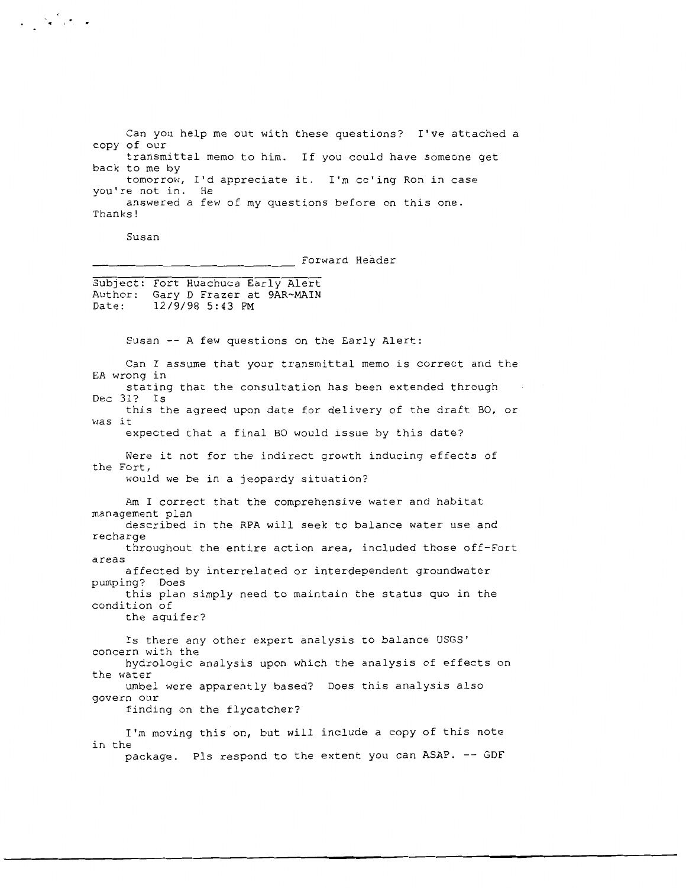Can you help me out with these questions? I've attached a copy of our transmittal memo to him. If you could have someone get back to me by tomorrow, I'd appreciate it. I'm cc'ing Ron in case you're not in. He answered a few of my questions before on this one. Thanks!

Susan

______________________________ Forward Header

Subject: Fort Huachuca Early Alert
Author: Gary D Frazer at 9AR~MAIN
Date: 12/9/98 5:43 PM

Susan -- A few questions on the Early Alert:

Can I assume that your transmittal memo is correct and the EA wrong in stating that the consultation has been extended through Dec 31? Is this the agreed upon date for delivery of the draft BO, or was it expected that a final BO would issue by this date?

Were it not for the indirect growth inducing effects of the Fort, would we be in a jeopardy situation?

Am I correct that the comprehensive water and habitat management plan described in the RPA will seek to balance water use and recharge throughout the entire action area, included those off-Fort areas affected by interrelated or interdependent groundwater pumping? Does this plan simply need to maintain the status quo in the condition of the aquifer?

Is there any other expert analysis to balance USGS' concern with the hydrologic analysis upon which the analysis of effects on the water umbel were apparently based? Does this analysis also govern our finding on the flycatcher?

I'm moving this on, but will include a copy of this note in the package. Pls respond to the extent you can ASAP. -- GDF